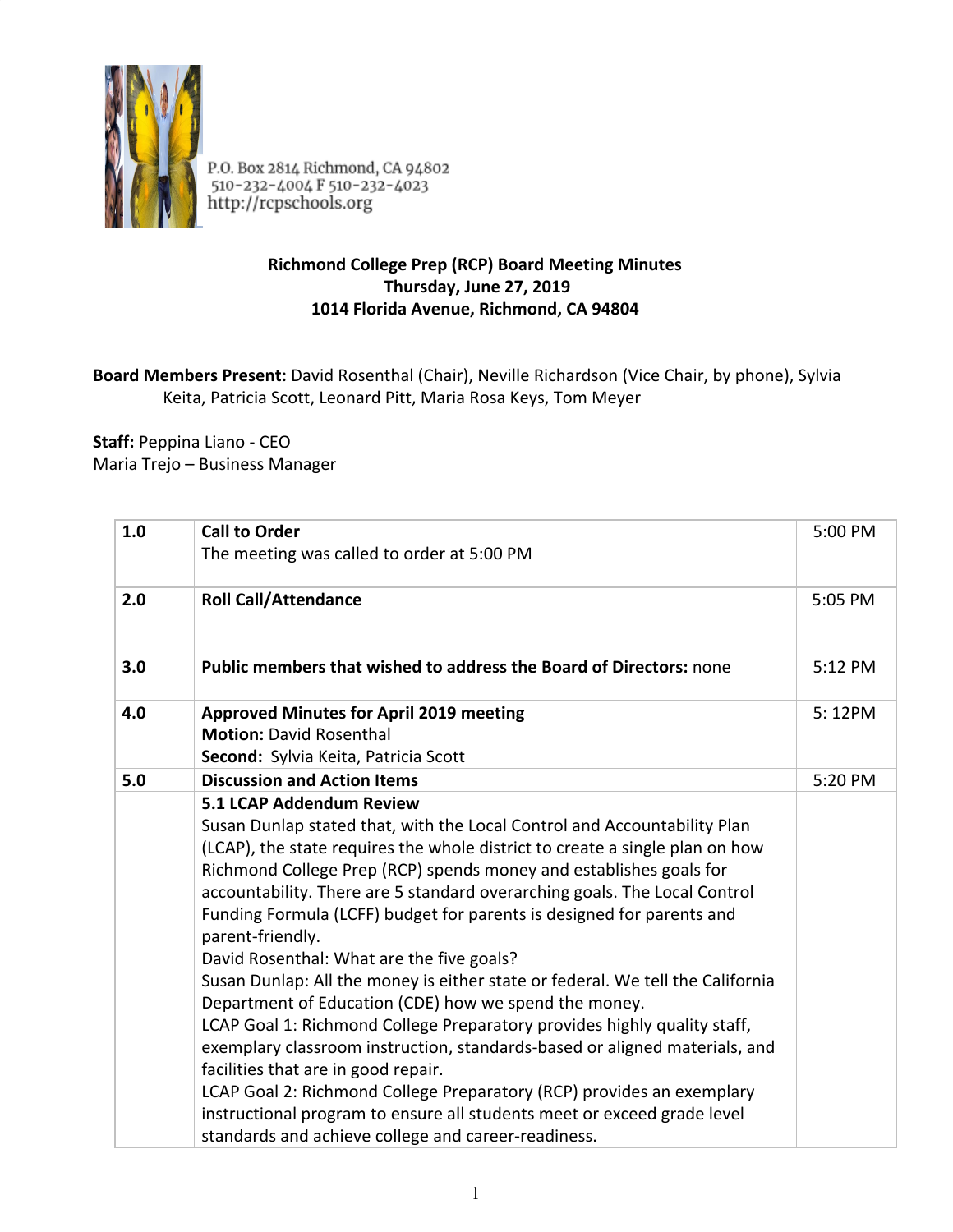P.O. Box 2814 Richmond, CA 94802
510-232-4004 F 510-232-4023
http://rcpschools.org

**Richmond College Prep (RCP) Board Meeting Minutes**
**Thursday, June 27, 2019**
**1014 Florida Avenue, Richmond, CA 94804**

**Board Members Present:** David Rosenthal (Chair), Neville Richardson (Vice Chair, by phone), Sylvia Keita, Patricia Scott, Leonard Pitt, Maria Rosa Keys, Tom Meyer

**Staff:** Peppina Liano - CEO
Maria Trejo – Business Manager

| | | |
|---|---|---|
| 1.0 | **Call to Order**<br>The meeting was called to order at 5:00 PM | 5:00 PM |
| 2.0 | **Roll Call/Attendance** | 5:05 PM |
| 3.0 | **Public members that wished to address the Board of Directors:** none | 5:12 PM |
| 4.0 | **Approved Minutes for April 2019 meeting**<br>**Motion:** David Rosenthal<br>**Second:** Sylvia Keita, Patricia Scott | 5: 12PM |
| 5.0 | **Discussion and Action Items** | 5:20 PM |
| | **5.1 LCAP Addendum Review**<br>Susan Dunlap stated that, with the Local Control and Accountability Plan (LCAP), the state requires the whole district to create a single plan on how Richmond College Prep (RCP) spends money and establishes goals for accountability. There are 5 standard overarching goals. The Local Control Funding Formula (LCFF) budget for parents is designed for parents and parent-friendly.<br>David Rosenthal: What are the five goals?<br>Susan Dunlap: All the money is either state or federal. We tell the California Department of Education (CDE) how we spend the money.<br>LCAP Goal 1: Richmond College Preparatory provides highly quality staff, exemplary classroom instruction, standards-based or aligned materials, and facilities that are in good repair.<br>LCAP Goal 2: Richmond College Preparatory (RCP) provides an exemplary instructional program to ensure all students meet or exceed grade level standards and achieve college and career-readiness. | |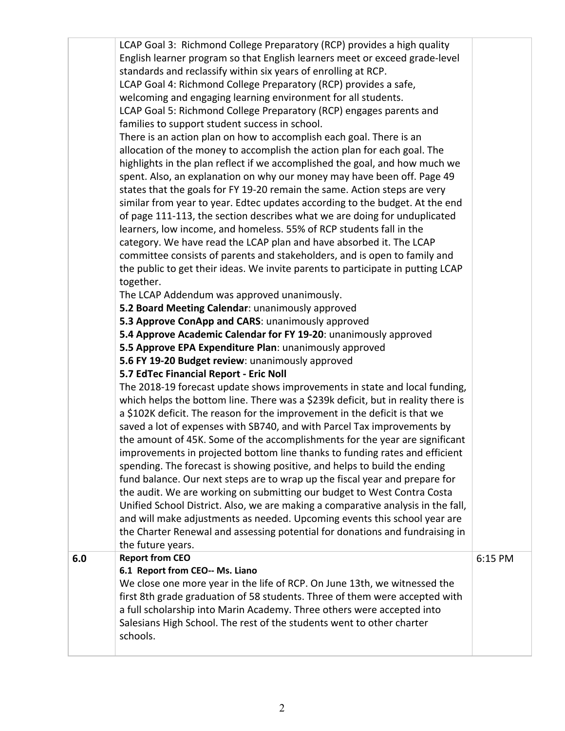| | | |
|---|---|---|
| | LCAP Goal 3: Richmond College Preparatory (RCP) provides a high quality English learner program so that English learners meet or exceed grade-level standards and reclassify within six years of enrolling at RCP.<br>LCAP Goal 4: Richmond College Preparatory (RCP) provides a safe, welcoming and engaging learning environment for all students.<br>LCAP Goal 5: Richmond College Preparatory (RCP) engages parents and families to support student success in school.<br>There is an action plan on how to accomplish each goal. There is an allocation of the money to accomplish the action plan for each goal. The highlights in the plan reflect if we accomplished the goal, and how much we spent. Also, an explanation on why our money may have been off. Page 49 states that the goals for FY 19-20 remain the same. Action steps are very similar from year to year. Edtec updates according to the budget. At the end of page 111-113, the section describes what we are doing for unduplicated learners, low income, and homeless. 55% of RCP students fall in the category. We have read the LCAP plan and have absorbed it. The LCAP committee consists of parents and stakeholders, and is open to family and the public to get their ideas. We invite parents to participate in putting LCAP together.<br>The LCAP Addendum was approved unanimously.<br>**5.2 Board Meeting Calendar**: unanimously approved<br>**5.3 Approve ConApp and CARS**: unanimously approved<br>**5.4 Approve Academic Calendar for FY 19-20**: unanimously approved<br>**5.5 Approve EPA Expenditure Plan**: unanimously approved<br>**5.6 FY 19-20 Budget review**: unanimously approved<br>**5.7 EdTec Financial Report - Eric Noll**<br>The 2018-19 forecast update shows improvements in state and local funding, which helps the bottom line. There was a \$239k deficit, but in reality there is a \$102K deficit. The reason for the improvement in the deficit is that we saved a lot of expenses with SB740, and with Parcel Tax improvements by the amount of 45K. Some of the accomplishments for the year are significant improvements in projected bottom line thanks to funding rates and efficient spending. The forecast is showing positive, and helps to build the ending fund balance. Our next steps are to wrap up the fiscal year and prepare for the audit. We are working on submitting our budget to West Contra Costa Unified School District. Also, we are making a comparative analysis in the fall, and will make adjustments as needed. Upcoming events this school year are the Charter Renewal and assessing potential for donations and fundraising in the future years. | |
| **6.0** | **Report from CEO**<br>**6.1 Report from CEO-- Ms. Liano**<br>We close one more year in the life of RCP. On June 13th, we witnessed the first 8th grade graduation of 58 students. Three of them were accepted with a full scholarship into Marin Academy. Three others were accepted into Salesians High School. The rest of the students went to other charter schools. | 6:15 PM |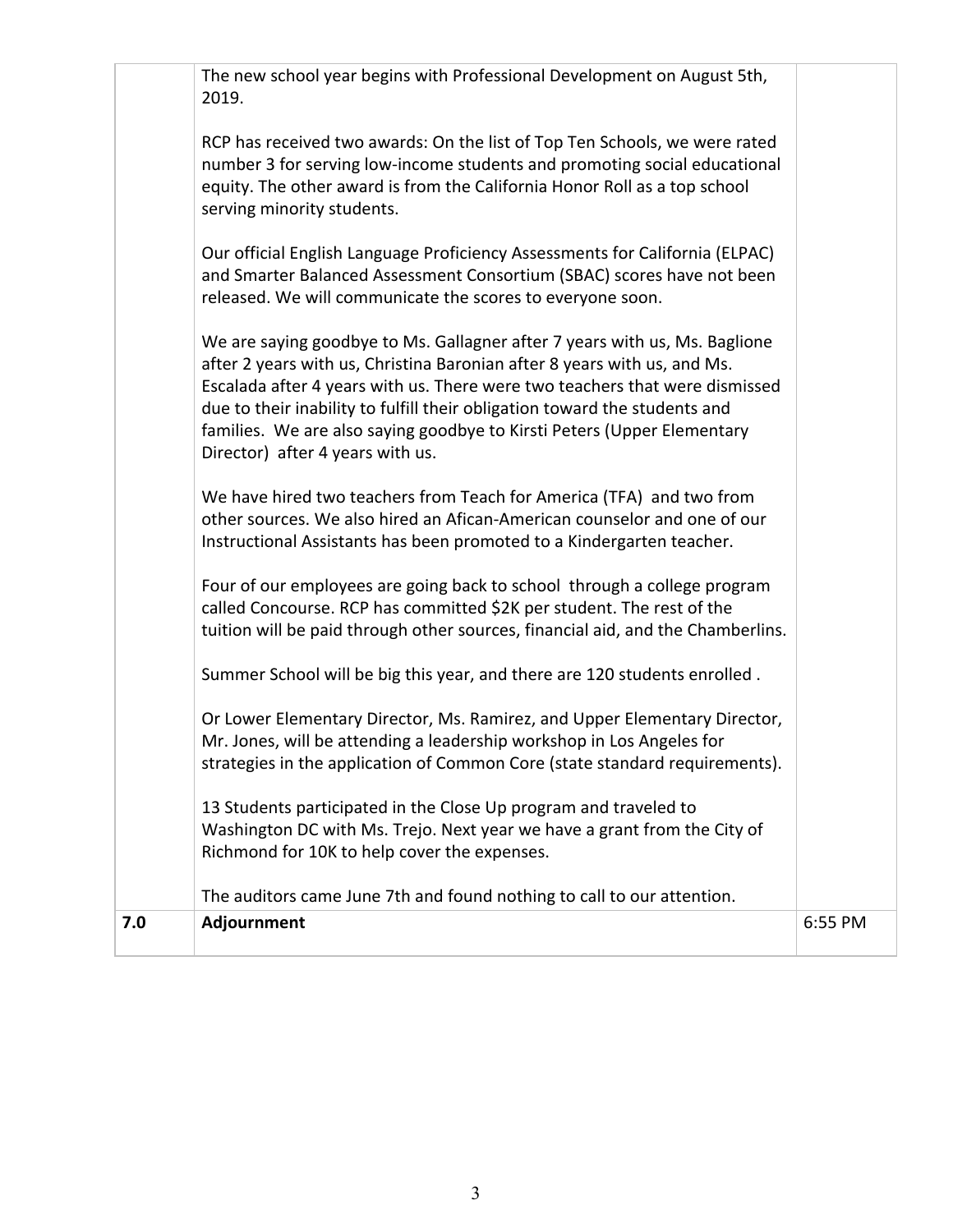| | | |
|---|---|---|
| | The new school year begins with Professional Development on August 5th, 2019.<br><br>RCP has received two awards: On the list of Top Ten Schools, we were rated number 3 for serving low-income students and promoting social educational equity. The other award is from the California Honor Roll as a top school serving minority students.<br><br>Our official English Language Proficiency Assessments for California (ELPAC) and Smarter Balanced Assessment Consortium (SBAC) scores have not been released. We will communicate the scores to everyone soon.<br><br>We are saying goodbye to Ms. Gallagner after 7 years with us, Ms. Baglione after 2 years with us, Christina Baronian after 8 years with us, and Ms. Escalada after 4 years with us. There were two teachers that were dismissed due to their inability to fulfill their obligation toward the students and families. We are also saying goodbye to Kirsti Peters (Upper Elementary Director) after 4 years with us.<br><br>We have hired two teachers from Teach for America (TFA) and two from other sources. We also hired an Afican-American counselor and one of our Instructional Assistants has been promoted to a Kindergarten teacher.<br><br>Four of our employees are going back to school through a college program called Concourse. RCP has committed $2K per student. The rest of the tuition will be paid through other sources, financial aid, and the Chamberlins.<br><br>Summer School will be big this year, and there are 120 students enrolled .<br><br>Or Lower Elementary Director, Ms. Ramirez, and Upper Elementary Director, Mr. Jones, will be attending a leadership workshop in Los Angeles for strategies in the application of Common Core (state standard requirements).<br><br>13 Students participated in the Close Up program and traveled to Washington DC with Ms. Trejo. Next year we have a grant from the City of Richmond for 10K to help cover the expenses.<br><br>The auditors came June 7th and found nothing to call to our attention. | |
| **7.0** | **Adjournment** | 6:55 PM |